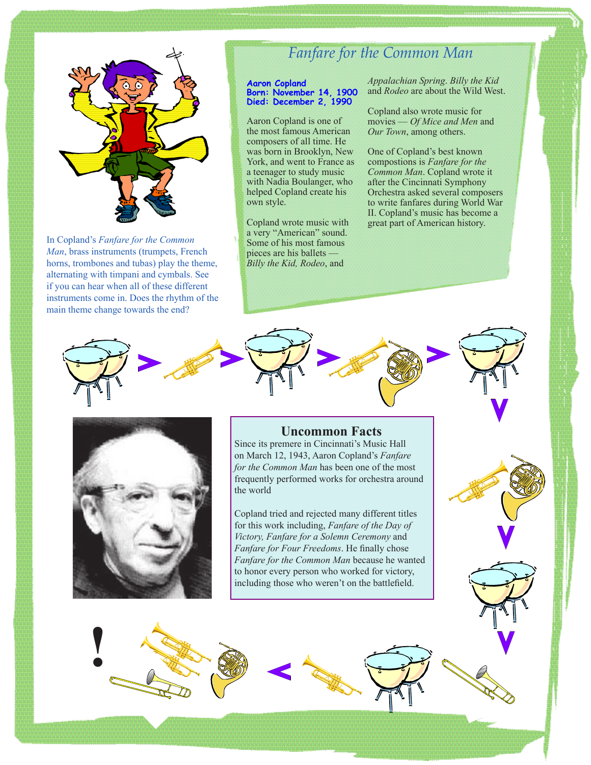# Fanfare for the Common Man

**Aaron Copland**
**Born: November 14, 1900**
**Died: December 2, 1990**

Aaron Copland is one of the most famous American composers of all time. He was born in Brooklyn, New York, and went to France as a teenager to study music with Nadia Boulanger, who helped Copland create his own style.

Copland wrote music with a very "American" sound. Some of his most famous pieces are his ballets — *Billy the Kid, Rodeo*, and *Appalachian Spring*. *Billy the Kid* and *Rodeo* are about the Wild West.

Copland also wrote music for movies — *Of Mice and Men* and *Our Town*, among others.

One of Copland's best known compostions is *Fanfare for the Common Man*. Copland wrote it after the Cincinnati Symphony Orchestra asked several composers to write fanfares during World War II. Copland's music has become a great part of American history.

In Copland's *Fanfare for the Common Man*, brass instruments (trumpets, French horns, trombones and tubas) play the theme, alternating with timpani and cymbals. See if you can hear when all of these different instruments come in. Does the rhythm of the main theme change towards the end?

## Uncommon Facts

Since its premere in Cincinnati's Music Hall on March 12, 1943, Aaron Copland's *Fanfare for the Common Man* has been one of the most frequently performed works for orchestra around the world

Copland tried and rejected many different titles for this work including, *Fanfare of the Day of Victory, Fanfare for a Solemn Ceremony* and *Fanfare for Four Freedoms*. He finally chose *Fanfare for the Common Man* because he wanted to honor every person who worked for victory, including those who weren't on the battlefield.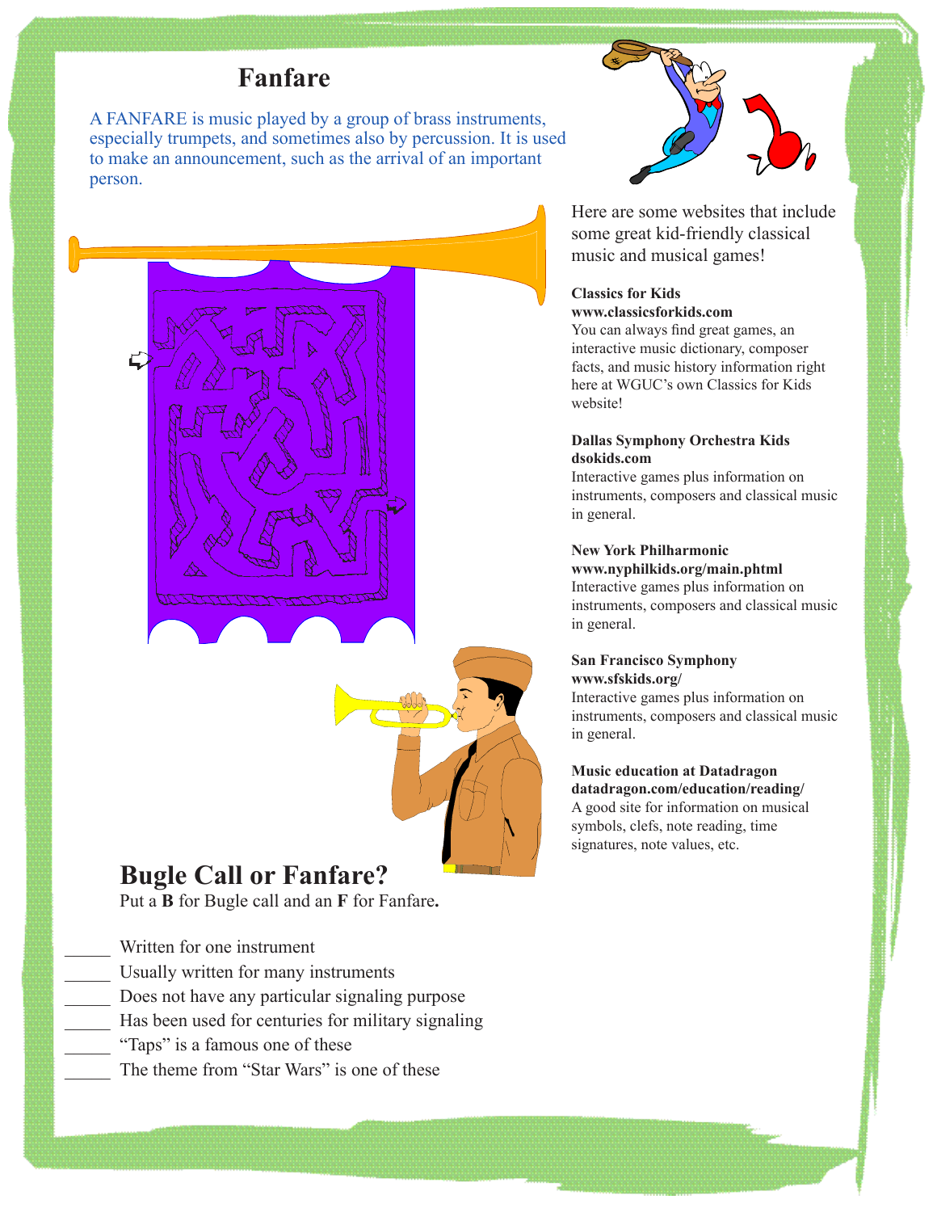# Fanfare

A FANFARE is music played by a group of brass instruments, especially trumpets, and sometimes also by percussion. It is used to make an announcement, such as the arrival of an important person.

Here are some websites that include some great kid-friendly classical music and musical games!

**Classics for Kids**
**www.classicsforkids.com**
You can always find great games, an interactive music dictionary, composer facts, and music history information right here at WGUC's own Classics for Kids website!

**Dallas Symphony Orchestra Kids**
**dsokids.com**
Interactive games plus information on instruments, composers and classical music in general.

**New York Philharmonic**
**www.nyphilkids.org/main.phtml**
Interactive games plus information on instruments, composers and classical music in general.

**San Francisco Symphony**
**www.sfskids.org/**
Interactive games plus information on instruments, composers and classical music in general.

**Music education at Datadragon**
**datadragon.com/education/reading/**
A good site for information on musical symbols, clefs, note reading, time signatures, note values, etc.

## Bugle Call or Fanfare?

Put a **B** for Bugle call and an **F** for Fanfare**.**

_____ Written for one instrument
_____ Usually written for many instruments
_____ Does not have any particular signaling purpose
_____ Has been used for centuries for military signaling
_____ "Taps" is a famous one of these
_____ The theme from "Star Wars" is one of these